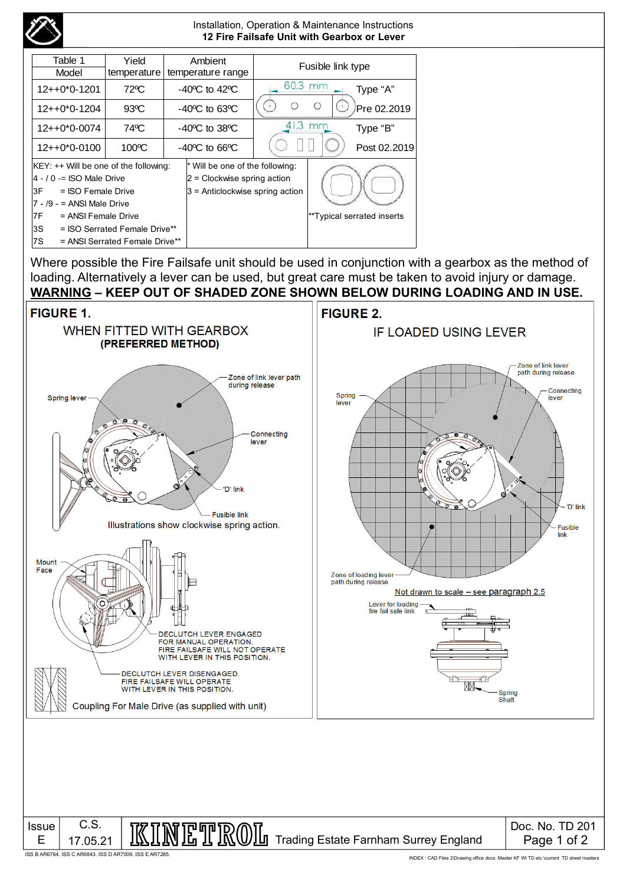# Installation, Operation & Maintenance Instructions
## 12 Fire Failsafe Unit with Gearbox or Lever

| Table 1 Model | Yield temperature | Ambient temperature range | Fusible link type | |
|---|---|---|---|---|
| 12++0*0-1201 | 72ºC | -40ºC to 42ºC | 60.3 mm | Type "A" |
| 12++0*0-1204 | 93ºC | -40ºC to 63ºC | | Pre 02.2019 |
| 12++0*0-0074 | 74ºC | -40ºC to 38ºC | 41.3 mm | Type "B" |
| 12++0*0-0100 | 100ºC | -40ºC to 66ºC | | Post 02.2019 |

KEY: ++ Will be one of the following:
4 - / 0 -= ISO Male Drive
3F = ISO Female Drive
7 - /9 - = ANSI Male Drive
7F = ANSI Female Drive
3S = ISO Serrated Female Drive**
7S = ANSI Serrated Female Drive**

* Will be one of the following:
2 = Clockwise spring action
3 = Anticlockwise spring action

**Typical serrated inserts

Where possible the Fire Failsafe unit should be used in conjunction with a gearbox as the method of loading. Alternatively a lever can be used, but great care must be taken to avoid injury or damage.

**WARNING – KEEP OUT OF SHADED ZONE SHOWN BELOW DURING LOADING AND IN USE.**

**FIGURE 1.**

WHEN FITTED WITH GEARBOX
**(PREFERRED METHOD)**

Spring lever
Zone of link lever path during release
Connecting lever
'D' link
Fusible link

Illustrations show clockwise spring action.

Mount Face

DECLUTCH LEVER ENGAGED FOR MANUAL OPERATION. FIRE FAILSAFE WILL NOT OPERATE WITH LEVER IN THIS POSITION.

DECLUTCH LEVER DISENGAGED. FIRE FAILSAFE WILL OPERATE WITH LEVER IN THIS POSITION.

Coupling For Male Drive (as supplied with unit)

**FIGURE 2.**

IF LOADED USING LEVER

Zone of link lever path during release
Spring lever
Connecting lever
'D' link
Fusible link
Zone of loading lever path during release

Not drawn to scale – see paragraph 2.5

Lever for loading fire fail safe link
Spring Shaft

| Issue | C.S. | KINETROL Trading Estate Farnham Surrey England | Doc. No. TD 201 |
|---|---|---|---|
| E | 17.05.21 | | Page 1 of 2 |

ISS B AR6764. ISS C AR6843. ISS D AR7009. ISS E AR7285.

INDEX : CAD Files 2\Drawing office docs. Master KF WI TD etc.\current TD sheet masters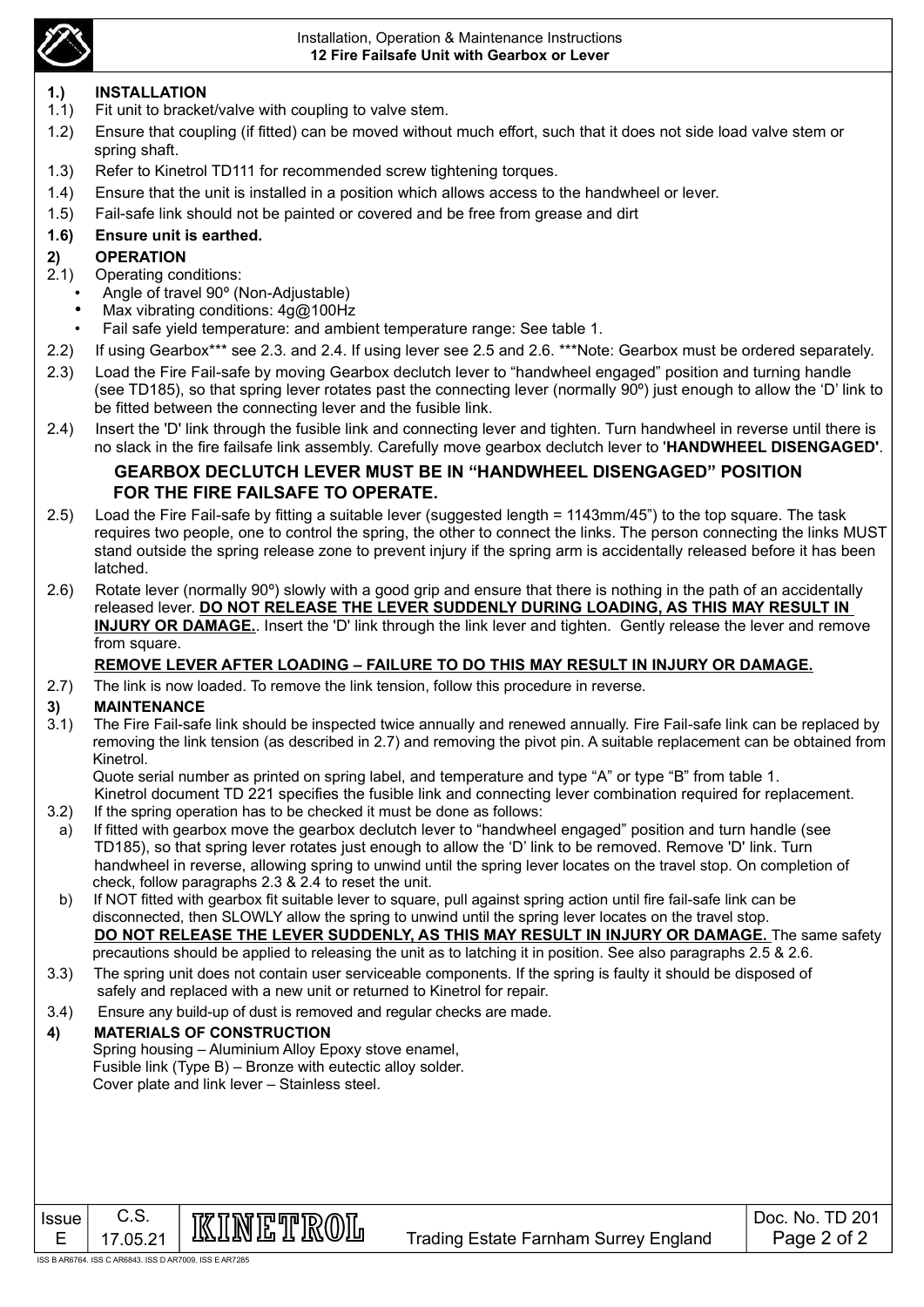## 1.) INSTALLATION

1.1) Fit unit to bracket/valve with coupling to valve stem.

1.2) Ensure that coupling (if fitted) can be moved without much effort, such that it does not side load valve stem or spring shaft.

1.3) Refer to Kinetrol TD111 for recommended screw tightening torques.

1.4) Ensure that the unit is installed in a position which allows access to the handwheel or lever.

1.5) Fail-safe link should not be painted or covered and be free from grease and dirt

**1.6) Ensure unit is earthed.**

## 2) OPERATION

2.1) Operating conditions:

- Angle of travel 90º (Non-Adjustable)
- Max vibrating conditions: 4g@100Hz
- Fail safe yield temperature: and ambient temperature range: See table 1.

2.2) If using Gearbox*** see 2.3. and 2.4. If using lever see 2.5 and 2.6. ***Note: Gearbox must be ordered separately.

2.3) Load the Fire Fail-safe by moving Gearbox declutch lever to "handwheel engaged" position and turning handle (see TD185), so that spring lever rotates past the connecting lever (normally 90º) just enough to allow the 'D' link to be fitted between the connecting lever and the fusible link.

2.4) Insert the 'D' link through the fusible link and connecting lever and tighten. Turn handwheel in reverse until there is no slack in the fire failsafe link assembly. Carefully move gearbox declutch lever to '**HANDWHEEL DISENGAGED'**.

**GEARBOX DECLUTCH LEVER MUST BE IN "HANDWHEEL DISENGAGED" POSITION FOR THE FIRE FAILSAFE TO OPERATE.**

2.5) Load the Fire Fail-safe by fitting a suitable lever (suggested length = 1143mm/45") to the top square. The task requires two people, one to control the spring, the other to connect the links. The person connecting the links MUST stand outside the spring release zone to prevent injury if the spring arm is accidentally released before it has been latched.

2.6) Rotate lever (normally 90º) slowly with a good grip and ensure that there is nothing in the path of an accidentally released lever. **DO NOT RELEASE THE LEVER SUDDENLY DURING LOADING, AS THIS MAY RESULT IN INJURY OR DAMAGE.**. Insert the 'D' link through the link lever and tighten. Gently release the lever and remove from square.

**REMOVE LEVER AFTER LOADING – FAILURE TO DO THIS MAY RESULT IN INJURY OR DAMAGE.**

2.7) The link is now loaded. To remove the link tension, follow this procedure in reverse.

## 3) MAINTENANCE

3.1) The Fire Fail-safe link should be inspected twice annually and renewed annually. Fire Fail-safe link can be replaced by removing the link tension (as described in 2.7) and removing the pivot pin. A suitable replacement can be obtained from Kinetrol.
Quote serial number as printed on spring label, and temperature and type "A" or type "B" from table 1.
Kinetrol document TD 221 specifies the fusible link and connecting lever combination required for replacement.

3.2) If the spring operation has to be checked it must be done as follows:

a) If fitted with gearbox move the gearbox declutch lever to "handwheel engaged" position and turn handle (see TD185), so that spring lever rotates just enough to allow the 'D' link to be removed. Remove 'D' link. Turn handwheel in reverse, allowing spring to unwind until the spring lever locates on the travel stop. On completion of check, follow paragraphs 2.3 & 2.4 to reset the unit.

b) If NOT fitted with gearbox fit suitable lever to square, pull against spring action until fire fail-safe link can be disconnected, then SLOWLY allow the spring to unwind until the spring lever locates on the travel stop. **DO NOT RELEASE THE LEVER SUDDENLY, AS THIS MAY RESULT IN INJURY OR DAMAGE.** The same safety precautions should be applied to releasing the unit as to latching it in position. See also paragraphs 2.5 & 2.6.

3.3) The spring unit does not contain user serviceable components. If the spring is faulty it should be disposed of safely and replaced with a new unit or returned to Kinetrol for repair.

3.4) Ensure any build-up of dust is removed and regular checks are made.

## 4) MATERIALS OF CONSTRUCTION

Spring housing – Aluminium Alloy Epoxy stove enamel,
Fusible link (Type B) – Bronze with eutectic alloy solder.
Cover plate and link lever – Stainless steel.

| Issue | C.S. | | | Doc. No. TD 201 |
|---|---|---|---|---|
| E | 17.05.21 | KINETROL | Trading Estate Farnham Surrey England | |

ISS B AR6764. ISS C AR6843. ISS D AR7009. ISS E AR7285